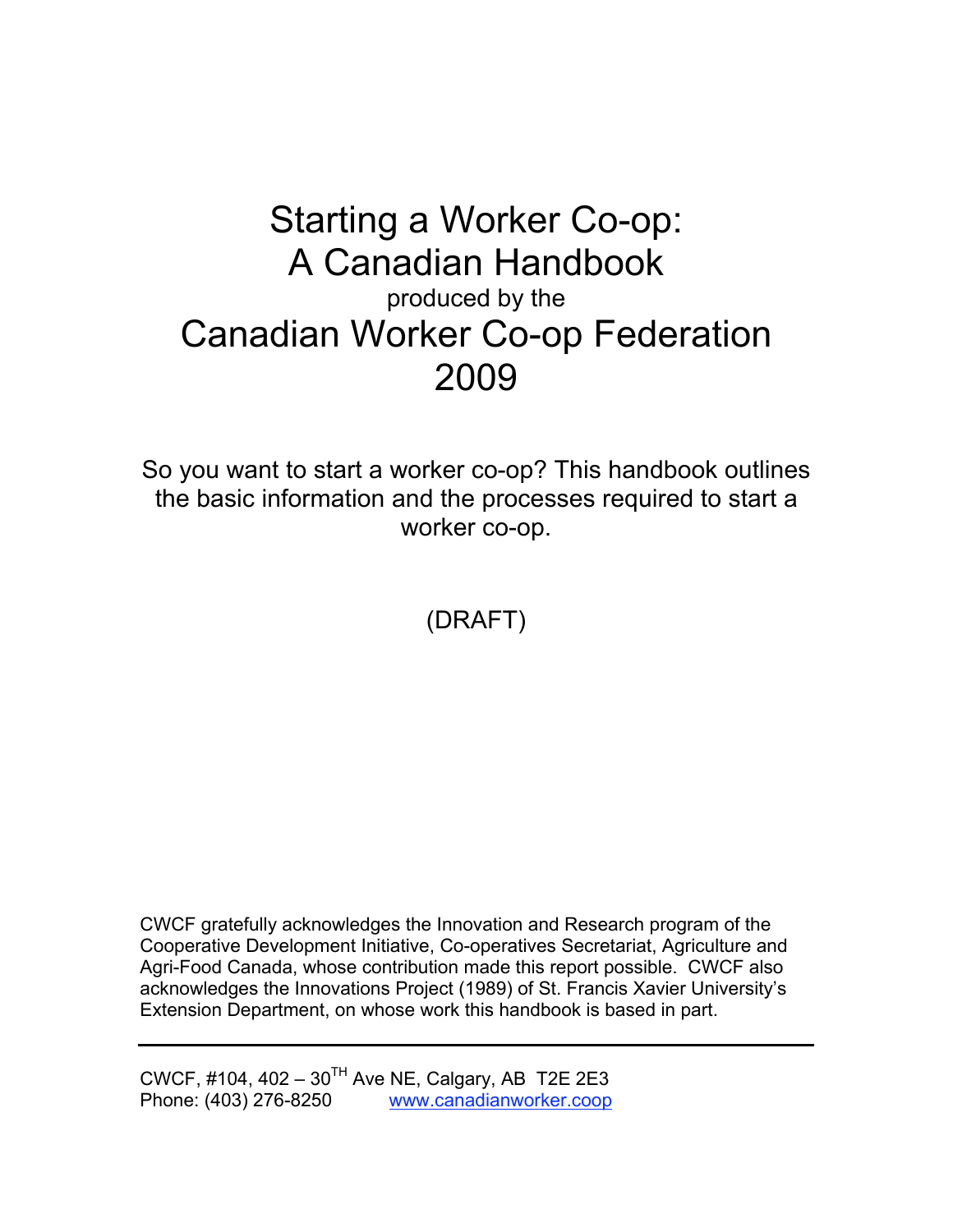# Starting a Worker Co-op: A Canadian Handbook

produced by the

# Canadian Worker Co-op Federation 2009

So you want to start a worker co-op? This handbook outlines the basic information and the processes required to start a worker co-op.

(DRAFT)

CWCF gratefully acknowledges the Innovation and Research program of the Cooperative Development Initiative, Co-operatives Secretariat, Agriculture and Agri-Food Canada, whose contribution made this report possible. CWCF also acknowledges the Innovations Project (1989) of St. Francis Xavier University's Extension Department, on whose work this handbook is based in part.

---

CWCF, #104, 402 – 30TH Ave NE, Calgary, AB T2E 2E3
Phone: (403) 276-8250 www.canadianworker.coop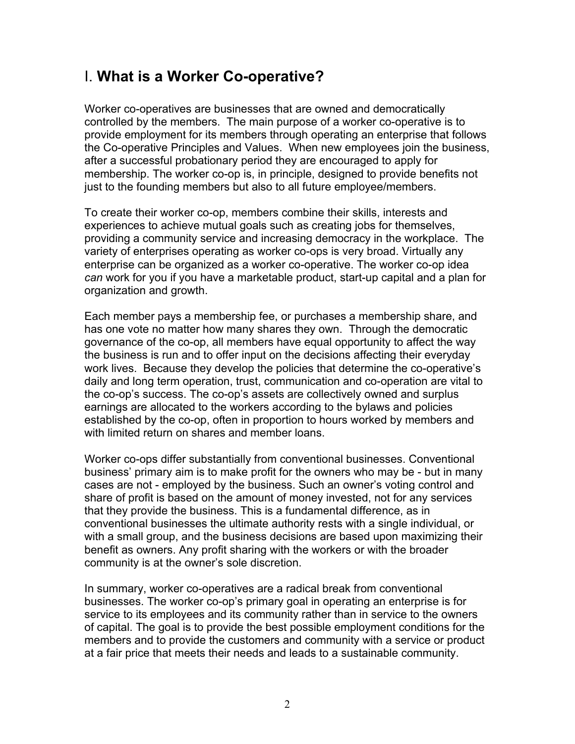# I. **What is a Worker Co-operative?**

Worker co-operatives are businesses that are owned and democratically controlled by the members. The main purpose of a worker co-operative is to provide employment for its members through operating an enterprise that follows the Co-operative Principles and Values. When new employees join the business, after a successful probationary period they are encouraged to apply for membership. The worker co-op is, in principle, designed to provide benefits not just to the founding members but also to all future employee/members.

To create their worker co-op, members combine their skills, interests and experiences to achieve mutual goals such as creating jobs for themselves, providing a community service and increasing democracy in the workplace. The variety of enterprises operating as worker co-ops is very broad. Virtually any enterprise can be organized as a worker co-operative. The worker co-op idea *can* work for you if you have a marketable product, start-up capital and a plan for organization and growth.

Each member pays a membership fee, or purchases a membership share, and has one vote no matter how many shares they own. Through the democratic governance of the co-op, all members have equal opportunity to affect the way the business is run and to offer input on the decisions affecting their everyday work lives. Because they develop the policies that determine the co-operative's daily and long term operation, trust, communication and co-operation are vital to the co-op's success. The co-op's assets are collectively owned and surplus earnings are allocated to the workers according to the bylaws and policies established by the co-op, often in proportion to hours worked by members and with limited return on shares and member loans.

Worker co-ops differ substantially from conventional businesses. Conventional business' primary aim is to make profit for the owners who may be - but in many cases are not - employed by the business. Such an owner's voting control and share of profit is based on the amount of money invested, not for any services that they provide the business. This is a fundamental difference, as in conventional businesses the ultimate authority rests with a single individual, or with a small group, and the business decisions are based upon maximizing their benefit as owners. Any profit sharing with the workers or with the broader community is at the owner's sole discretion.

In summary, worker co-operatives are a radical break from conventional businesses. The worker co-op's primary goal in operating an enterprise is for service to its employees and its community rather than in service to the owners of capital. The goal is to provide the best possible employment conditions for the members and to provide the customers and community with a service or product at a fair price that meets their needs and leads to a sustainable community.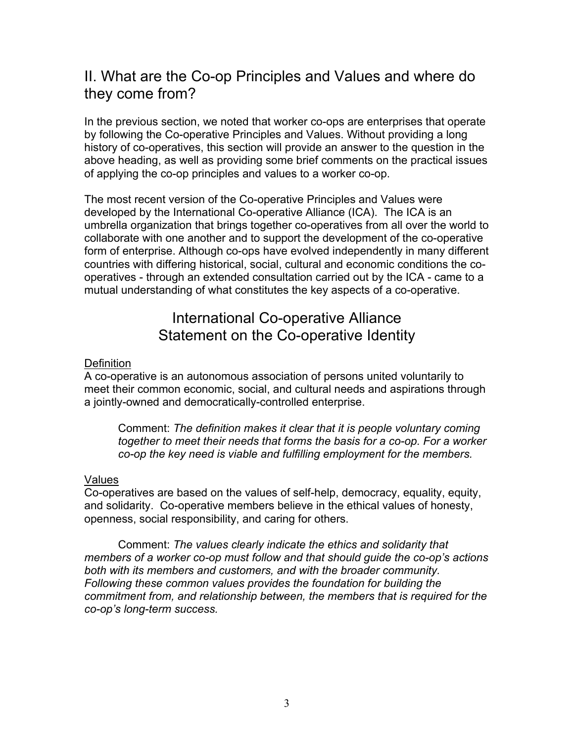## II. What are the Co-op Principles and Values and where do they come from?

In the previous section, we noted that worker co-ops are enterprises that operate by following the Co-operative Principles and Values. Without providing a long history of co-operatives, this section will provide an answer to the question in the above heading, as well as providing some brief comments on the practical issues of applying the co-op principles and values to a worker co-op.

The most recent version of the Co-operative Principles and Values were developed by the International Co-operative Alliance (ICA). The ICA is an umbrella organization that brings together co-operatives from all over the world to collaborate with one another and to support the development of the co-operative form of enterprise. Although co-ops have evolved independently in many different countries with differing historical, social, cultural and economic conditions the co-operatives - through an extended consultation carried out by the ICA - came to a mutual understanding of what constitutes the key aspects of a co-operative.

### International Co-operative Alliance Statement on the Co-operative Identity

<u>Definition</u>

A co-operative is an autonomous association of persons united voluntarily to meet their common economic, social, and cultural needs and aspirations through a jointly-owned and democratically-controlled enterprise.

> Comment: *The definition makes it clear that it is people voluntary coming together to meet their needs that forms the basis for a co-op. For a worker co-op the key need is viable and fulfilling employment for the members.*

<u>Values</u>

Co-operatives are based on the values of self-help, democracy, equality, equity, and solidarity. Co-operative members believe in the ethical values of honesty, openness, social responsibility, and caring for others.

> Comment: *The values clearly indicate the ethics and solidarity that members of a worker co-op must follow and that should guide the co-op's actions both with its members and customers, and with the broader community. Following these common values provides the foundation for building the commitment from, and relationship between, the members that is required for the co-op's long-term success.*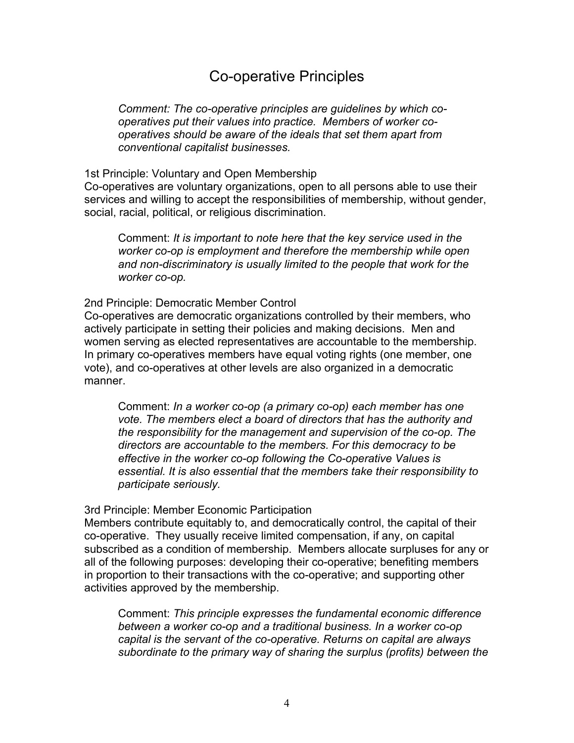# Co-operative Principles

*Comment: The co-operative principles are guidelines by which co-operatives put their values into practice. Members of worker co-operatives should be aware of the ideals that set them apart from conventional capitalist businesses.*

1st Principle: Voluntary and Open Membership
Co-operatives are voluntary organizations, open to all persons able to use their services and willing to accept the responsibilities of membership, without gender, social, racial, political, or religious discrimination.

Comment: *It is important to note here that the key service used in the worker co-op is employment and therefore the membership while open and non-discriminatory is usually limited to the people that work for the worker co-op.*

2nd Principle: Democratic Member Control
Co-operatives are democratic organizations controlled by their members, who actively participate in setting their policies and making decisions. Men and women serving as elected representatives are accountable to the membership. In primary co-operatives members have equal voting rights (one member, one vote), and co-operatives at other levels are also organized in a democratic manner.

Comment: *In a worker co-op (a primary co-op) each member has one vote. The members elect a board of directors that has the authority and the responsibility for the management and supervision of the co-op. The directors are accountable to the members. For this democracy to be effective in the worker co-op following the Co-operative Values is essential. It is also essential that the members take their responsibility to participate seriously.*

3rd Principle: Member Economic Participation
Members contribute equitably to, and democratically control, the capital of their co-operative. They usually receive limited compensation, if any, on capital subscribed as a condition of membership. Members allocate surpluses for any or all of the following purposes: developing their co-operative; benefiting members in proportion to their transactions with the co-operative; and supporting other activities approved by the membership.

Comment: *This principle expresses the fundamental economic difference between a worker co-op and a traditional business. In a worker co-op capital is the servant of the co-operative. Returns on capital are always subordinate to the primary way of sharing the surplus (profits) between the*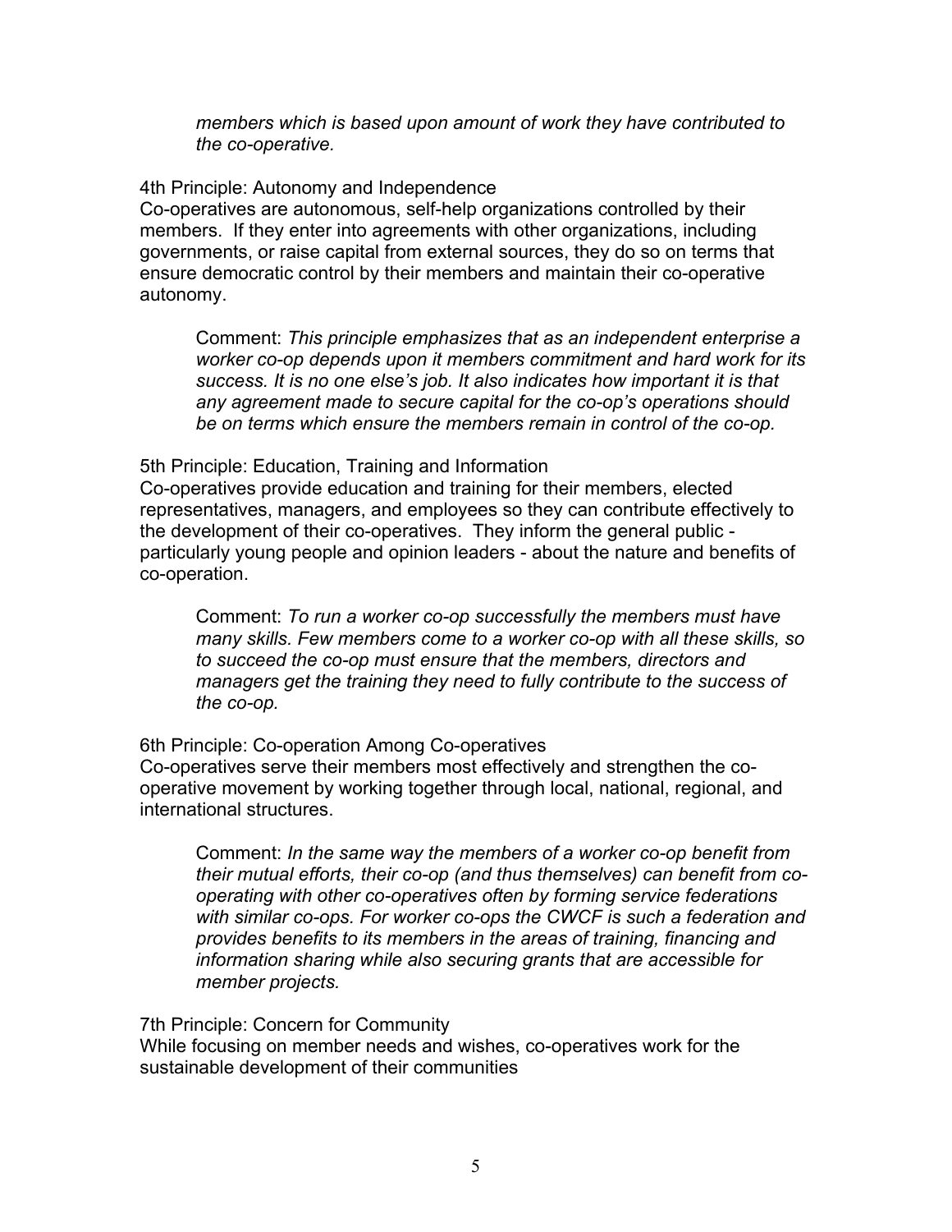*members which is based upon amount of work they have contributed to the co-operative.*

4th Principle: Autonomy and Independence
Co-operatives are autonomous, self-help organizations controlled by their members. If they enter into agreements with other organizations, including governments, or raise capital from external sources, they do so on terms that ensure democratic control by their members and maintain their co-operative autonomy.

> Comment: *This principle emphasizes that as an independent enterprise a worker co-op depends upon it members commitment and hard work for its success. It is no one else's job. It also indicates how important it is that any agreement made to secure capital for the co-op's operations should be on terms which ensure the members remain in control of the co-op.*

5th Principle: Education, Training and Information
Co-operatives provide education and training for their members, elected representatives, managers, and employees so they can contribute effectively to the development of their co-operatives. They inform the general public - particularly young people and opinion leaders - about the nature and benefits of co-operation.

> Comment: *To run a worker co-op successfully the members must have many skills. Few members come to a worker co-op with all these skills, so to succeed the co-op must ensure that the members, directors and managers get the training they need to fully contribute to the success of the co-op.*

6th Principle: Co-operation Among Co-operatives
Co-operatives serve their members most effectively and strengthen the co-operative movement by working together through local, national, regional, and international structures.

> Comment: *In the same way the members of a worker co-op benefit from their mutual efforts, their co-op (and thus themselves) can benefit from co-operating with other co-operatives often by forming service federations with similar co-ops. For worker co-ops the CWCF is such a federation and provides benefits to its members in the areas of training, financing and information sharing while also securing grants that are accessible for member projects.*

7th Principle: Concern for Community
While focusing on member needs and wishes, co-operatives work for the sustainable development of their communities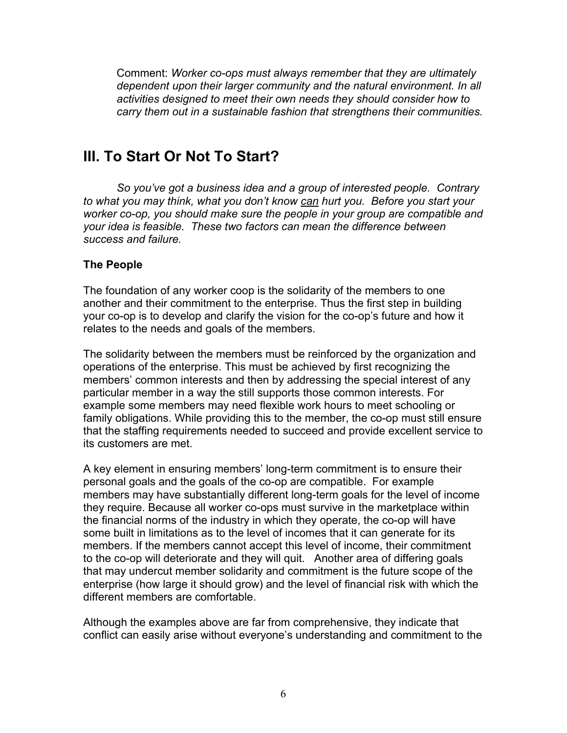Comment: *Worker co-ops must always remember that they are ultimately dependent upon their larger community and the natural environment. In all activities designed to meet their own needs they should consider how to carry them out in a sustainable fashion that strengthens their communities.*

## III. To Start Or Not To Start?

*So you've got a business idea and a group of interested people. Contrary to what you may think, what you don't know* <u>*can*</u> *hurt you. Before you start your worker co-op, you should make sure the people in your group are compatible and your idea is feasible. These two factors can mean the difference between success and failure.*

### The People

The foundation of any worker coop is the solidarity of the members to one another and their commitment to the enterprise. Thus the first step in building your co-op is to develop and clarify the vision for the co-op's future and how it relates to the needs and goals of the members.

The solidarity between the members must be reinforced by the organization and operations of the enterprise. This must be achieved by first recognizing the members' common interests and then by addressing the special interest of any particular member in a way the still supports those common interests. For example some members may need flexible work hours to meet schooling or family obligations. While providing this to the member, the co-op must still ensure that the staffing requirements needed to succeed and provide excellent service to its customers are met.

A key element in ensuring members' long-term commitment is to ensure their personal goals and the goals of the co-op are compatible. For example members may have substantially different long-term goals for the level of income they require. Because all worker co-ops must survive in the marketplace within the financial norms of the industry in which they operate, the co-op will have some built in limitations as to the level of incomes that it can generate for its members. If the members cannot accept this level of income, their commitment to the co-op will deteriorate and they will quit. Another area of differing goals that may undercut member solidarity and commitment is the future scope of the enterprise (how large it should grow) and the level of financial risk with which the different members are comfortable.

Although the examples above are far from comprehensive, they indicate that conflict can easily arise without everyone's understanding and commitment to the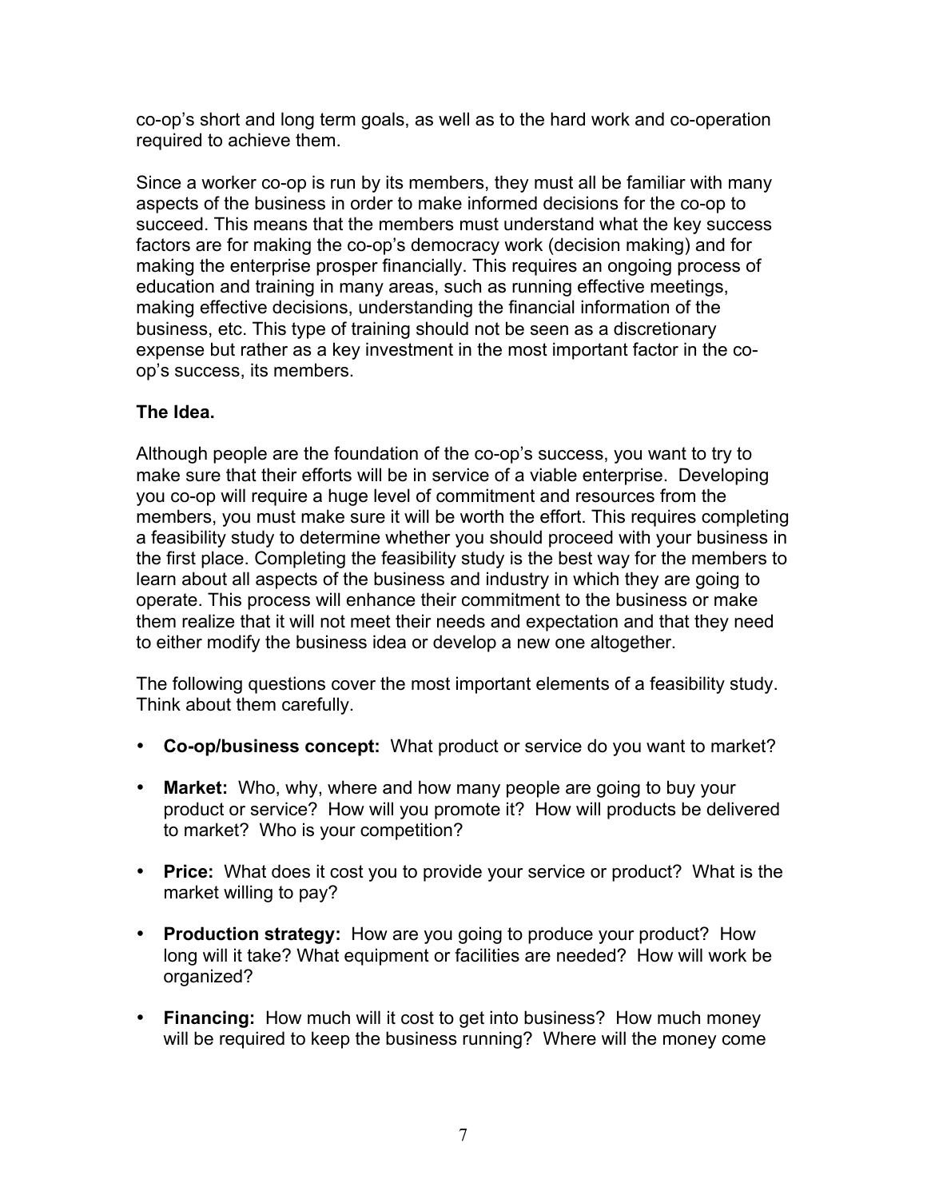co-op's short and long term goals, as well as to the hard work and co-operation required to achieve them.

Since a worker co-op is run by its members, they must all be familiar with many aspects of the business in order to make informed decisions for the co-op to succeed. This means that the members must understand what the key success factors are for making the co-op's democracy work (decision making) and for making the enterprise prosper financially. This requires an ongoing process of education and training in many areas, such as running effective meetings, making effective decisions, understanding the financial information of the business, etc. This type of training should not be seen as a discretionary expense but rather as a key investment in the most important factor in the co-op's success, its members.

**The Idea.**

Although people are the foundation of the co-op's success, you want to try to make sure that their efforts will be in service of a viable enterprise. Developing you co-op will require a huge level of commitment and resources from the members, you must make sure it will be worth the effort. This requires completing a feasibility study to determine whether you should proceed with your business in the first place. Completing the feasibility study is the best way for the members to learn about all aspects of the business and industry in which they are going to operate. This process will enhance their commitment to the business or make them realize that it will not meet their needs and expectation and that they need to either modify the business idea or develop a new one altogether.

The following questions cover the most important elements of a feasibility study. Think about them carefully.

- **Co-op/business concept:** What product or service do you want to market?
- **Market:** Who, why, where and how many people are going to buy your product or service? How will you promote it? How will products be delivered to market? Who is your competition?
- **Price:** What does it cost you to provide your service or product? What is the market willing to pay?
- **Production strategy:** How are you going to produce your product? How long will it take? What equipment or facilities are needed? How will work be organized?
- **Financing:** How much will it cost to get into business? How much money will be required to keep the business running? Where will the money come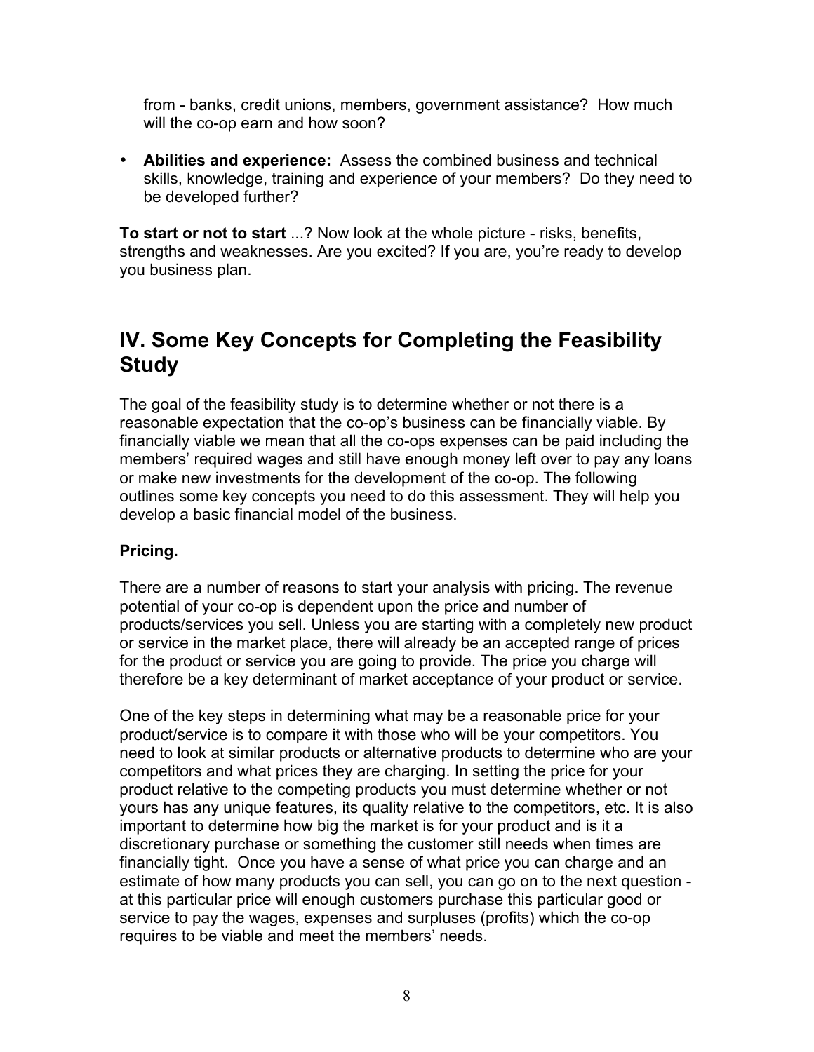from - banks, credit unions, members, government assistance? How much will the co-op earn and how soon?

- **Abilities and experience:** Assess the combined business and technical skills, knowledge, training and experience of your members? Do they need to be developed further?

**To start or not to start** ...? Now look at the whole picture - risks, benefits, strengths and weaknesses. Are you excited? If you are, you're ready to develop you business plan.

## IV. Some Key Concepts for Completing the Feasibility Study

The goal of the feasibility study is to determine whether or not there is a reasonable expectation that the co-op's business can be financially viable. By financially viable we mean that all the co-ops expenses can be paid including the members' required wages and still have enough money left over to pay any loans or make new investments for the development of the co-op. The following outlines some key concepts you need to do this assessment. They will help you develop a basic financial model of the business.

**Pricing.**

There are a number of reasons to start your analysis with pricing. The revenue potential of your co-op is dependent upon the price and number of products/services you sell. Unless you are starting with a completely new product or service in the market place, there will already be an accepted range of prices for the product or service you are going to provide. The price you charge will therefore be a key determinant of market acceptance of your product or service.

One of the key steps in determining what may be a reasonable price for your product/service is to compare it with those who will be your competitors. You need to look at similar products or alternative products to determine who are your competitors and what prices they are charging. In setting the price for your product relative to the competing products you must determine whether or not yours has any unique features, its quality relative to the competitors, etc. It is also important to determine how big the market is for your product and is it a discretionary purchase or something the customer still needs when times are financially tight. Once you have a sense of what price you can charge and an estimate of how many products you can sell, you can go on to the next question - at this particular price will enough customers purchase this particular good or service to pay the wages, expenses and surpluses (profits) which the co-op requires to be viable and meet the members' needs.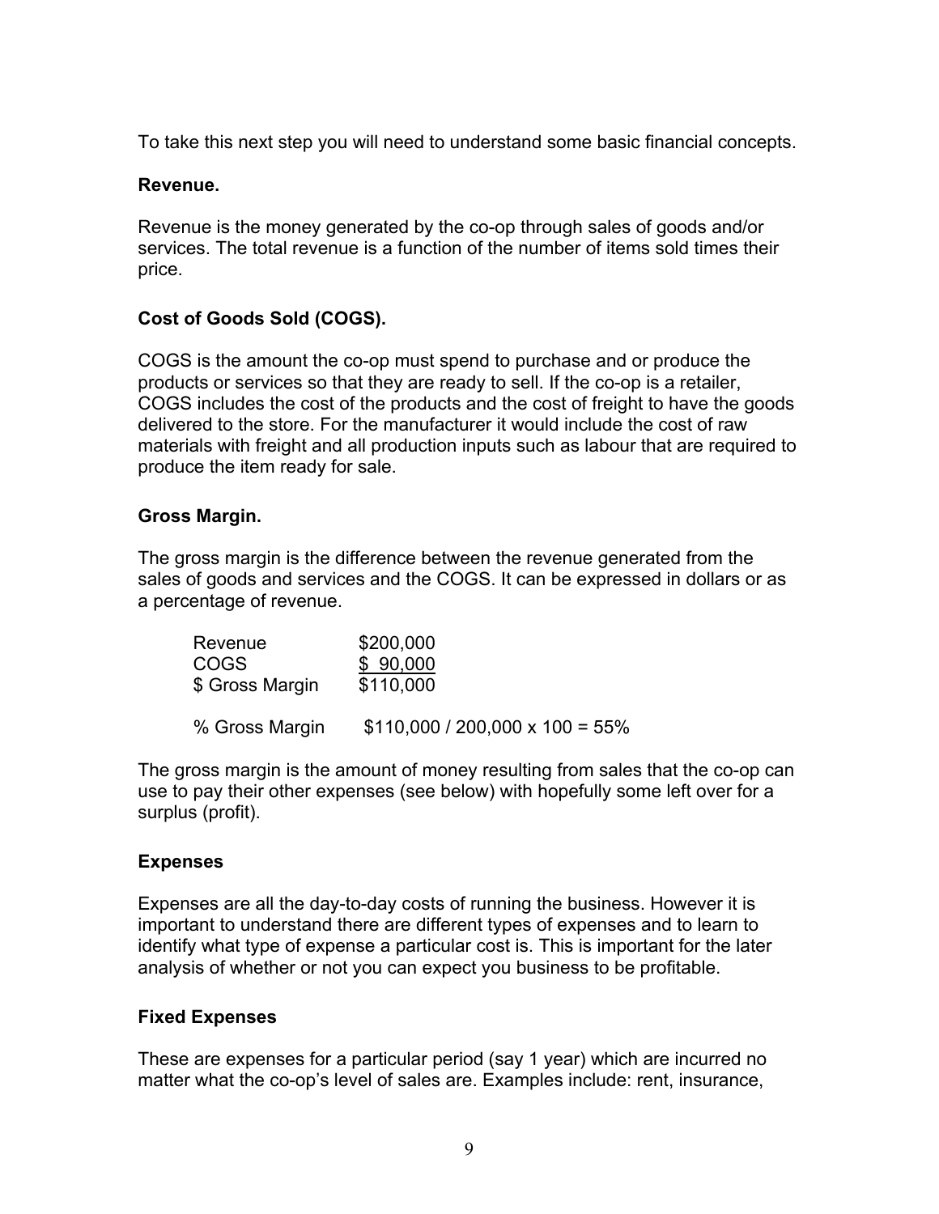To take this next step you will need to understand some basic financial concepts.

**Revenue.**

Revenue is the money generated by the co-op through sales of goods and/or services. The total revenue is a function of the number of items sold times their price.

**Cost of Goods Sold (COGS).**

COGS is the amount the co-op must spend to purchase and or produce the products or services so that they are ready to sell. If the co-op is a retailer, COGS includes the cost of the products and the cost of freight to have the goods delivered to the store. For the manufacturer it would include the cost of raw materials with freight and all production inputs such as labour that are required to produce the item ready for sale.

**Gross Margin.**

The gross margin is the difference between the revenue generated from the sales of goods and services and the COGS. It can be expressed in dollars or as a percentage of revenue.

| | |
|---|---|
| Revenue | $200,000 |
| COGS | $ 90,000 |
| $ Gross Margin | $110,000 |
| | |
| % Gross Margin | $110,000 / 200,000 x 100 = 55% |

The gross margin is the amount of money resulting from sales that the co-op can use to pay their other expenses (see below) with hopefully some left over for a surplus (profit).

**Expenses**

Expenses are all the day-to-day costs of running the business. However it is important to understand there are different types of expenses and to learn to identify what type of expense a particular cost is. This is important for the later analysis of whether or not you can expect you business to be profitable.

**Fixed Expenses**

These are expenses for a particular period (say 1 year) which are incurred no matter what the co-op's level of sales are. Examples include: rent, insurance,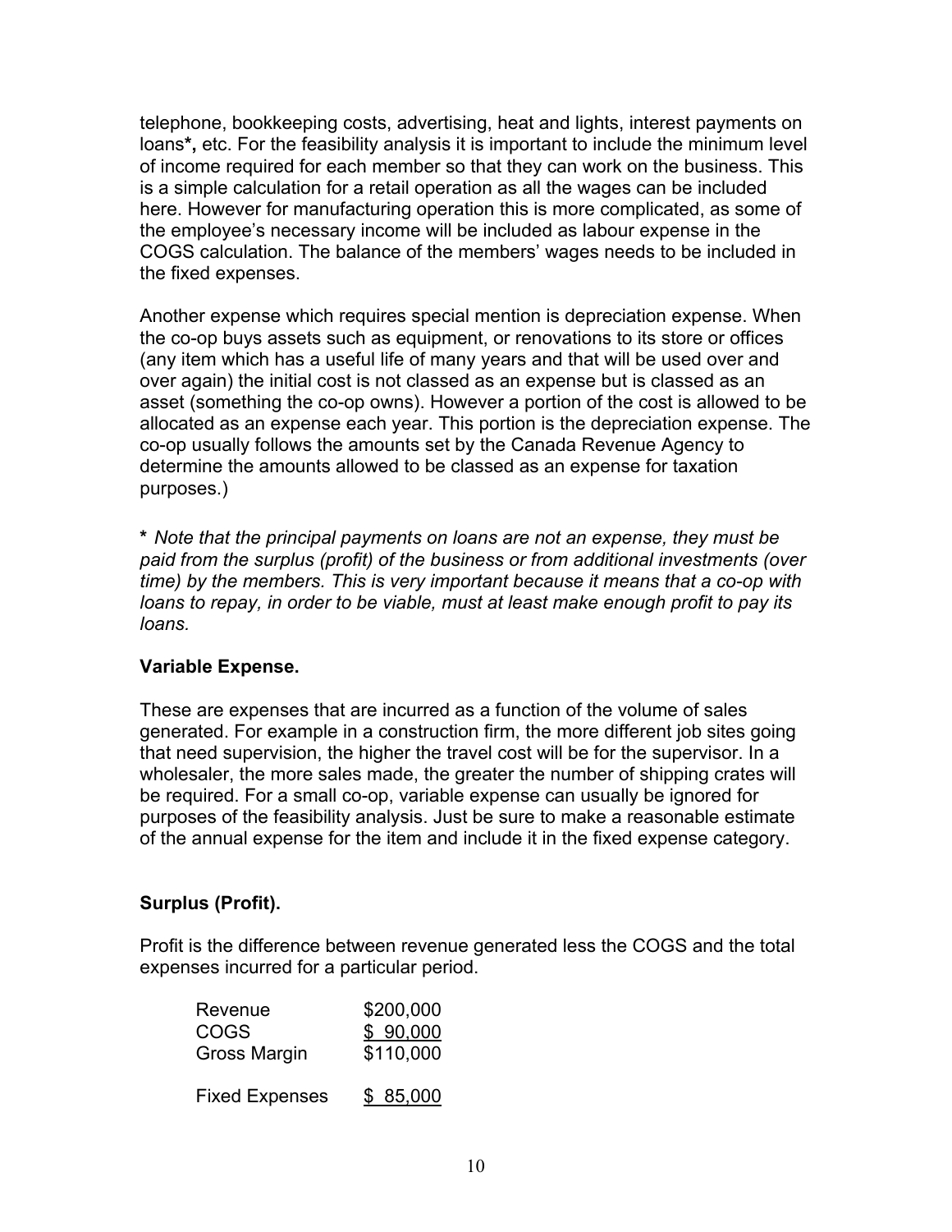telephone, bookkeeping costs, advertising, heat and lights, interest payments on loans**\***, etc. For the feasibility analysis it is important to include the minimum level of income required for each member so that they can work on the business. This is a simple calculation for a retail operation as all the wages can be included here. However for manufacturing operation this is more complicated, as some of the employee's necessary income will be included as labour expense in the COGS calculation. The balance of the members' wages needs to be included in the fixed expenses.

Another expense which requires special mention is depreciation expense. When the co-op buys assets such as equipment, or renovations to its store or offices (any item which has a useful life of many years and that will be used over and over again) the initial cost is not classed as an expense but is classed as an asset (something the co-op owns). However a portion of the cost is allowed to be allocated as an expense each year. This portion is the depreciation expense. The co-op usually follows the amounts set by the Canada Revenue Agency to determine the amounts allowed to be classed as an expense for taxation purposes.)

**\*** *Note that the principal payments on loans are not an expense, they must be paid from the surplus (profit) of the business or from additional investments (over time) by the members. This is very important because it means that a co-op with loans to repay, in order to be viable, must at least make enough profit to pay its loans.*

**Variable Expense.**

These are expenses that are incurred as a function of the volume of sales generated. For example in a construction firm, the more different job sites going that need supervision, the higher the travel cost will be for the supervisor. In a wholesaler, the more sales made, the greater the number of shipping crates will be required. For a small co-op, variable expense can usually be ignored for purposes of the feasibility analysis. Just be sure to make a reasonable estimate of the annual expense for the item and include it in the fixed expense category.

**Surplus (Profit).**

Profit is the difference between revenue generated less the COGS and the total expenses incurred for a particular period.

| | |
|---|---|
| Revenue | \$200,000 |
| COGS | \$ 90,000 |
| Gross Margin | \$110,000 |
| | |
| Fixed Expenses | \$ 85,000 |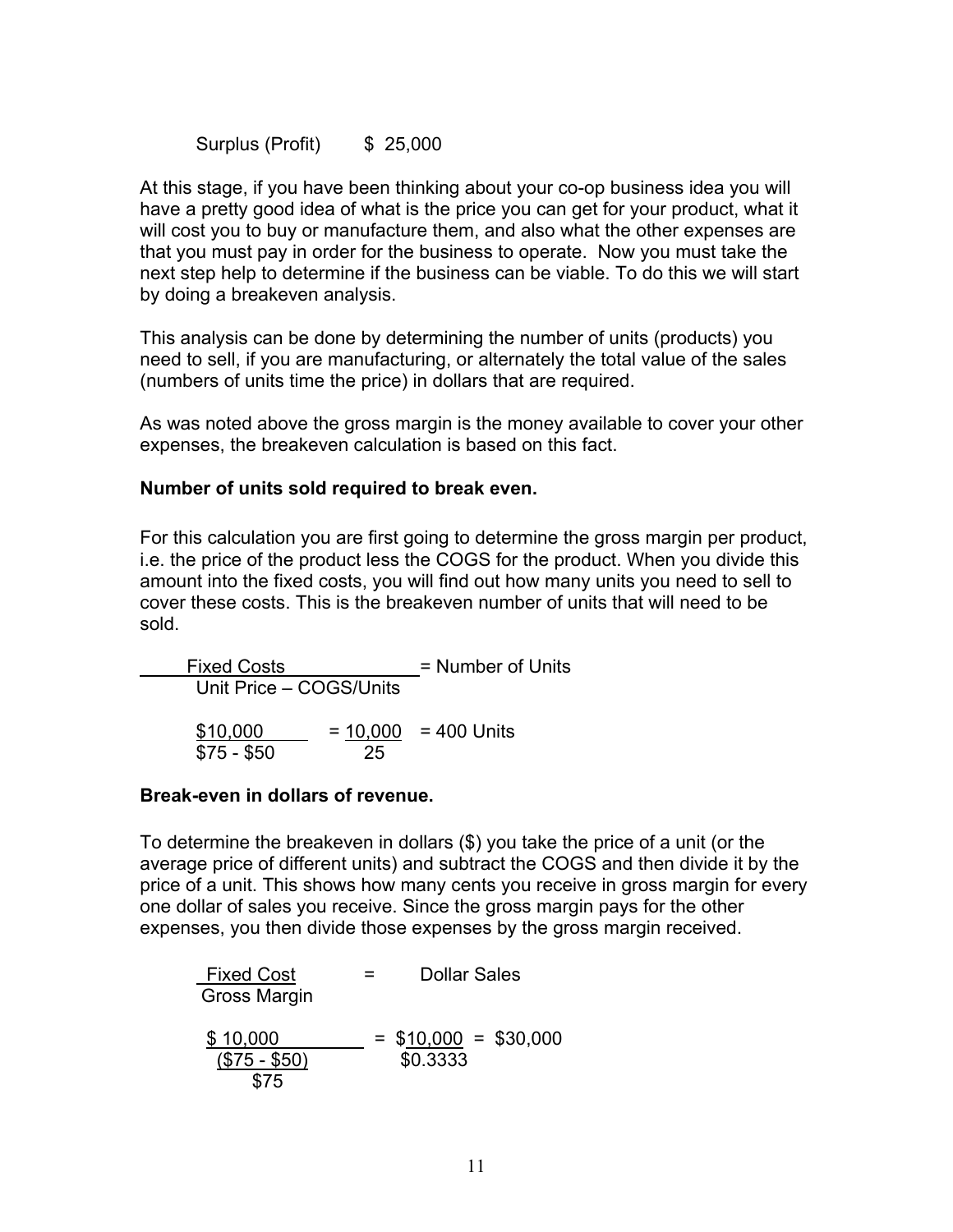Surplus (Profit) $ 25,000

At this stage, if you have been thinking about your co-op business idea you will have a pretty good idea of what is the price you can get for your product, what it will cost you to buy or manufacture them, and also what the other expenses are that you must pay in order for the business to operate. Now you must take the next step help to determine if the business can be viable. To do this we will start by doing a breakeven analysis.

This analysis can be done by determining the number of units (products) you need to sell, if you are manufacturing, or alternately the total value of the sales (numbers of units time the price) in dollars that are required.

As was noted above the gross margin is the money available to cover your other expenses, the breakeven calculation is based on this fact.

**Number of units sold required to break even.**

For this calculation you are first going to determine the gross margin per product, i.e. the price of the product less the COGS for the product. When you divide this amount into the fixed costs, you will find out how many units you need to sell to cover these costs. This is the breakeven number of units that will need to be sold.

$$\frac{\text{Fixed Costs}}{\text{Unit Price – COGS/Units}} = \text{Number of Units}$$

$$\frac{\$10{,}000}{\$75 - \$50} = \frac{10{,}000}{25} = 400 \text{ Units}$$

**Break-even in dollars of revenue.**

To determine the breakeven in dollars ($) you take the price of a unit (or the average price of different units) and subtract the COGS and then divide it by the price of a unit. This shows how many cents you receive in gross margin for every one dollar of sales you receive. Since the gross margin pays for the other expenses, you then divide those expenses by the gross margin received.

$$\frac{\text{Fixed Cost}}{\text{Gross Margin}} = \text{Dollar Sales}$$

$$\frac{\$10{,}000}{\frac{(\$75 - \$50)}{\$75}} = \frac{\$10{,}000}{\$0.3333} = \$30{,}000$$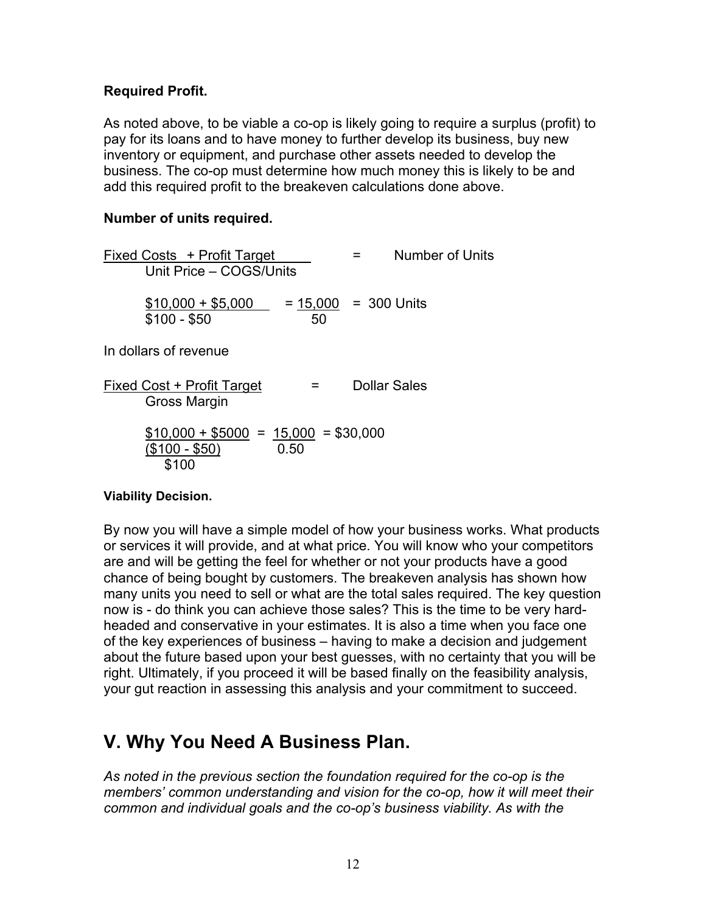**Required Profit.**

As noted above, to be viable a co-op is likely going to require a surplus (profit) to pay for its loans and to have money to further develop its business, buy new inventory or equipment, and purchase other assets needed to develop the business. The co-op must determine how much money this is likely to be and add this required profit to the breakeven calculations done above.

**Number of units required.**

$$\frac{\text{Fixed Costs} + \text{Profit Target}}{\text{Unit Price} - \text{COGS/Units}} = \text{Number of Units}$$

$$\frac{\$10{,}000 + \$5{,}000}{\$100 - \$50} = \frac{15{,}000}{50} = 300 \text{ Units}$$

In dollars of revenue

$$\frac{\text{Fixed Cost} + \text{Profit Target}}{\text{Gross Margin}} = \text{Dollar Sales}$$

$$\frac{\$10{,}000 + \$5000}{\frac{(\$100 - \$50)}{\$100}} = \frac{15{,}000}{0.50} = \$30{,}000$$

**Viability Decision.**

By now you will have a simple model of how your business works. What products or services it will provide, and at what price. You will know who your competitors are and will be getting the feel for whether or not your products have a good chance of being bought by customers. The breakeven analysis has shown how many units you need to sell or what are the total sales required. The key question now is - do think you can achieve those sales? This is the time to be very hard-headed and conservative in your estimates. It is also a time when you face one of the key experiences of business – having to make a decision and judgement about the future based upon your best guesses, with no certainty that you will be right. Ultimately, if you proceed it will be based finally on the feasibility analysis, your gut reaction in assessing this analysis and your commitment to succeed.

## V. Why You Need A Business Plan.

*As noted in the previous section the foundation required for the co-op is the members' common understanding and vision for the co-op, how it will meet their common and individual goals and the co-op's business viability. As with the*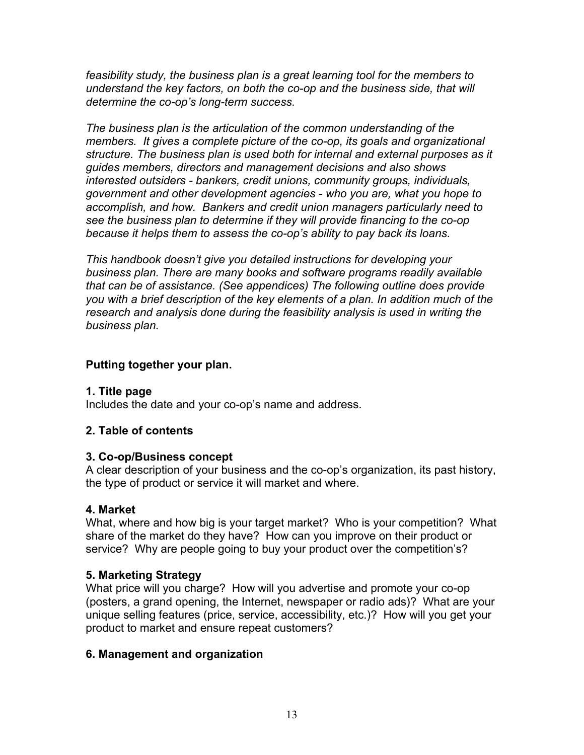*feasibility study, the business plan is a great learning tool for the members to understand the key factors, on both the co-op and the business side, that will determine the co-op's long-term success.*

*The business plan is the articulation of the common understanding of the members. It gives a complete picture of the co-op, its goals and organizational structure. The business plan is used both for internal and external purposes as it guides members, directors and management decisions and also shows interested outsiders - bankers, credit unions, community groups, individuals, government and other development agencies - who you are, what you hope to accomplish, and how. Bankers and credit union managers particularly need to see the business plan to determine if they will provide financing to the co-op because it helps them to assess the co-op's ability to pay back its loans.*

*This handbook doesn't give you detailed instructions for developing your business plan. There are many books and software programs readily available that can be of assistance. (See appendices) The following outline does provide you with a brief description of the key elements of a plan. In addition much of the research and analysis done during the feasibility analysis is used in writing the business plan.*

**Putting together your plan.**

**1. Title page**

Includes the date and your co-op's name and address.

**2. Table of contents**

**3. Co-op/Business concept**

A clear description of your business and the co-op's organization, its past history, the type of product or service it will market and where.

**4. Market**

What, where and how big is your target market? Who is your competition? What share of the market do they have? How can you improve on their product or service? Why are people going to buy your product over the competition's?

**5. Marketing Strategy**

What price will you charge? How will you advertise and promote your co-op (posters, a grand opening, the Internet, newspaper or radio ads)? What are your unique selling features (price, service, accessibility, etc.)? How will you get your product to market and ensure repeat customers?

**6. Management and organization**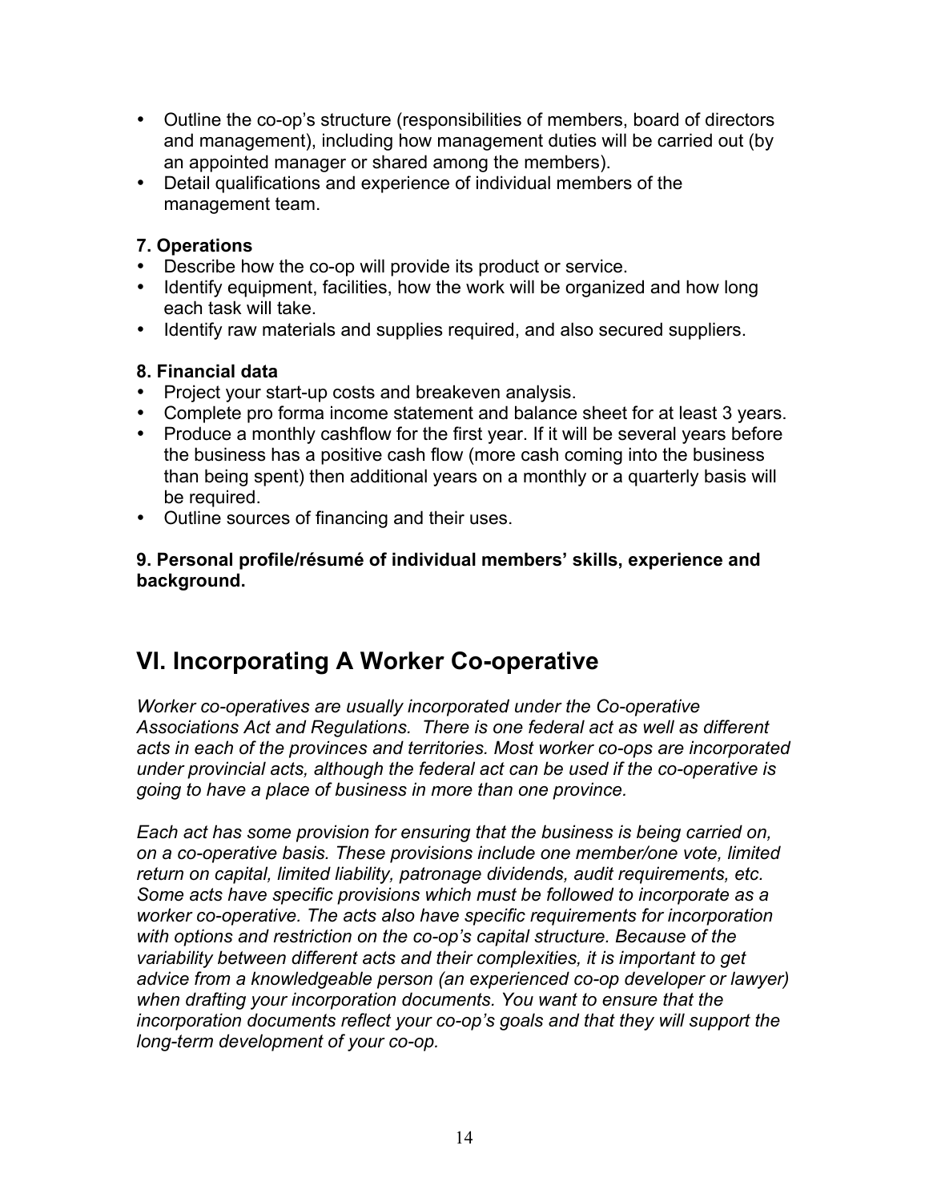- Outline the co-op's structure (responsibilities of members, board of directors and management), including how management duties will be carried out (by an appointed manager or shared among the members).
- Detail qualifications and experience of individual members of the management team.

**7. Operations**

- Describe how the co-op will provide its product or service.
- Identify equipment, facilities, how the work will be organized and how long each task will take.
- Identify raw materials and supplies required, and also secured suppliers.

**8. Financial data**

- Project your start-up costs and breakeven analysis.
- Complete pro forma income statement and balance sheet for at least 3 years.
- Produce a monthly cashflow for the first year. If it will be several years before the business has a positive cash flow (more cash coming into the business than being spent) then additional years on a monthly or a quarterly basis will be required.
- Outline sources of financing and their uses.

**9. Personal profile/résumé of individual members' skills, experience and background.**

## VI. Incorporating A Worker Co-operative

*Worker co-operatives are usually incorporated under the Co-operative Associations Act and Regulations. There is one federal act as well as different acts in each of the provinces and territories. Most worker co-ops are incorporated under provincial acts, although the federal act can be used if the co-operative is going to have a place of business in more than one province.*

*Each act has some provision for ensuring that the business is being carried on, on a co-operative basis. These provisions include one member/one vote, limited return on capital, limited liability, patronage dividends, audit requirements, etc. Some acts have specific provisions which must be followed to incorporate as a worker co-operative. The acts also have specific requirements for incorporation with options and restriction on the co-op's capital structure. Because of the variability between different acts and their complexities, it is important to get advice from a knowledgeable person (an experienced co-op developer or lawyer) when drafting your incorporation documents. You want to ensure that the incorporation documents reflect your co-op's goals and that they will support the long-term development of your co-op.*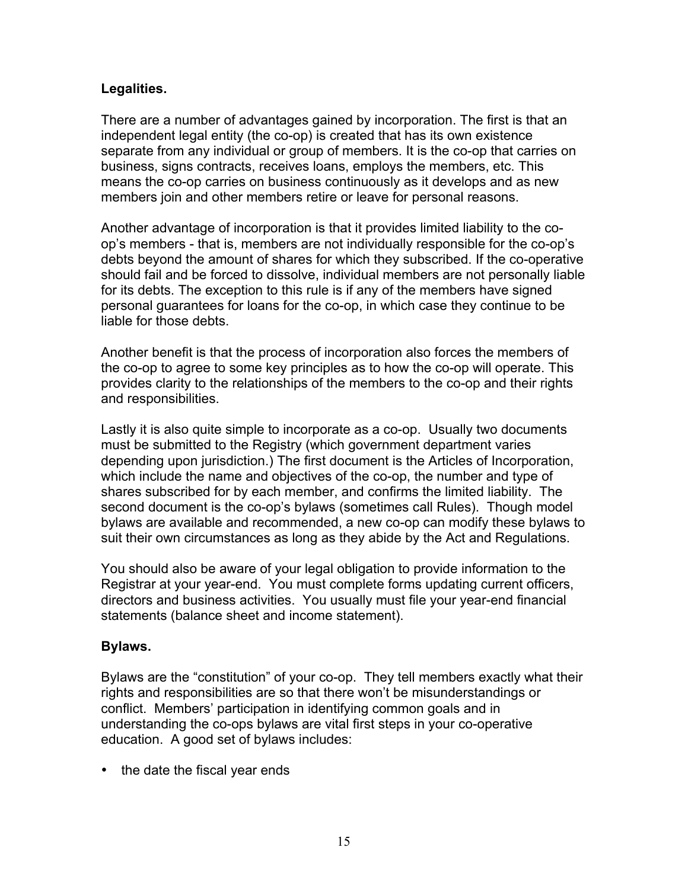**Legalities.**

There are a number of advantages gained by incorporation. The first is that an independent legal entity (the co-op) is created that has its own existence separate from any individual or group of members. It is the co-op that carries on business, signs contracts, receives loans, employs the members, etc. This means the co-op carries on business continuously as it develops and as new members join and other members retire or leave for personal reasons.

Another advantage of incorporation is that it provides limited liability to the co-op's members - that is, members are not individually responsible for the co-op's debts beyond the amount of shares for which they subscribed. If the co-operative should fail and be forced to dissolve, individual members are not personally liable for its debts. The exception to this rule is if any of the members have signed personal guarantees for loans for the co-op, in which case they continue to be liable for those debts.

Another benefit is that the process of incorporation also forces the members of the co-op to agree to some key principles as to how the co-op will operate. This provides clarity to the relationships of the members to the co-op and their rights and responsibilities.

Lastly it is also quite simple to incorporate as a co-op. Usually two documents must be submitted to the Registry (which government department varies depending upon jurisdiction.) The first document is the Articles of Incorporation, which include the name and objectives of the co-op, the number and type of shares subscribed for by each member, and confirms the limited liability. The second document is the co-op's bylaws (sometimes call Rules). Though model bylaws are available and recommended, a new co-op can modify these bylaws to suit their own circumstances as long as they abide by the Act and Regulations.

You should also be aware of your legal obligation to provide information to the Registrar at your year-end. You must complete forms updating current officers, directors and business activities. You usually must file your year-end financial statements (balance sheet and income statement).

**Bylaws.**

Bylaws are the "constitution" of your co-op. They tell members exactly what their rights and responsibilities are so that there won't be misunderstandings or conflict. Members' participation in identifying common goals and in understanding the co-ops bylaws are vital first steps in your co-operative education. A good set of bylaws includes:

- the date the fiscal year ends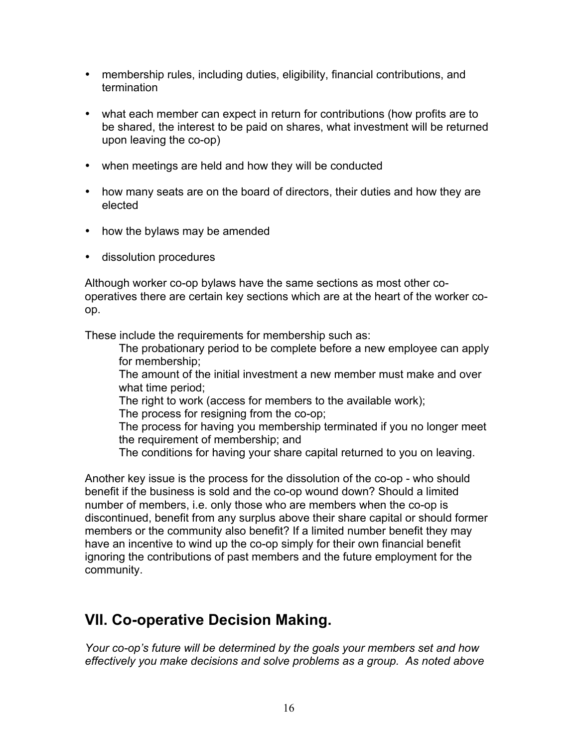- membership rules, including duties, eligibility, financial contributions, and termination
- what each member can expect in return for contributions (how profits are to be shared, the interest to be paid on shares, what investment will be returned upon leaving the co-op)
- when meetings are held and how they will be conducted
- how many seats are on the board of directors, their duties and how they are elected
- how the bylaws may be amended
- dissolution procedures

Although worker co-op bylaws have the same sections as most other co-operatives there are certain key sections which are at the heart of the worker co-op.

These include the requirements for membership such as:

> The probationary period to be complete before a new employee can apply for membership;
> The amount of the initial investment a new member must make and over what time period;
> The right to work (access for members to the available work);
> The process for resigning from the co-op;
> The process for having you membership terminated if you no longer meet the requirement of membership; and
> The conditions for having your share capital returned to you on leaving.

Another key issue is the process for the dissolution of the co-op - who should benefit if the business is sold and the co-op wound down? Should a limited number of members, i.e. only those who are members when the co-op is discontinued, benefit from any surplus above their share capital or should former members or the community also benefit? If a limited number benefit they may have an incentive to wind up the co-op simply for their own financial benefit ignoring the contributions of past members and the future employment for the community.

## VII. Co-operative Decision Making.

*Your co-op's future will be determined by the goals your members set and how effectively you make decisions and solve problems as a group. As noted above*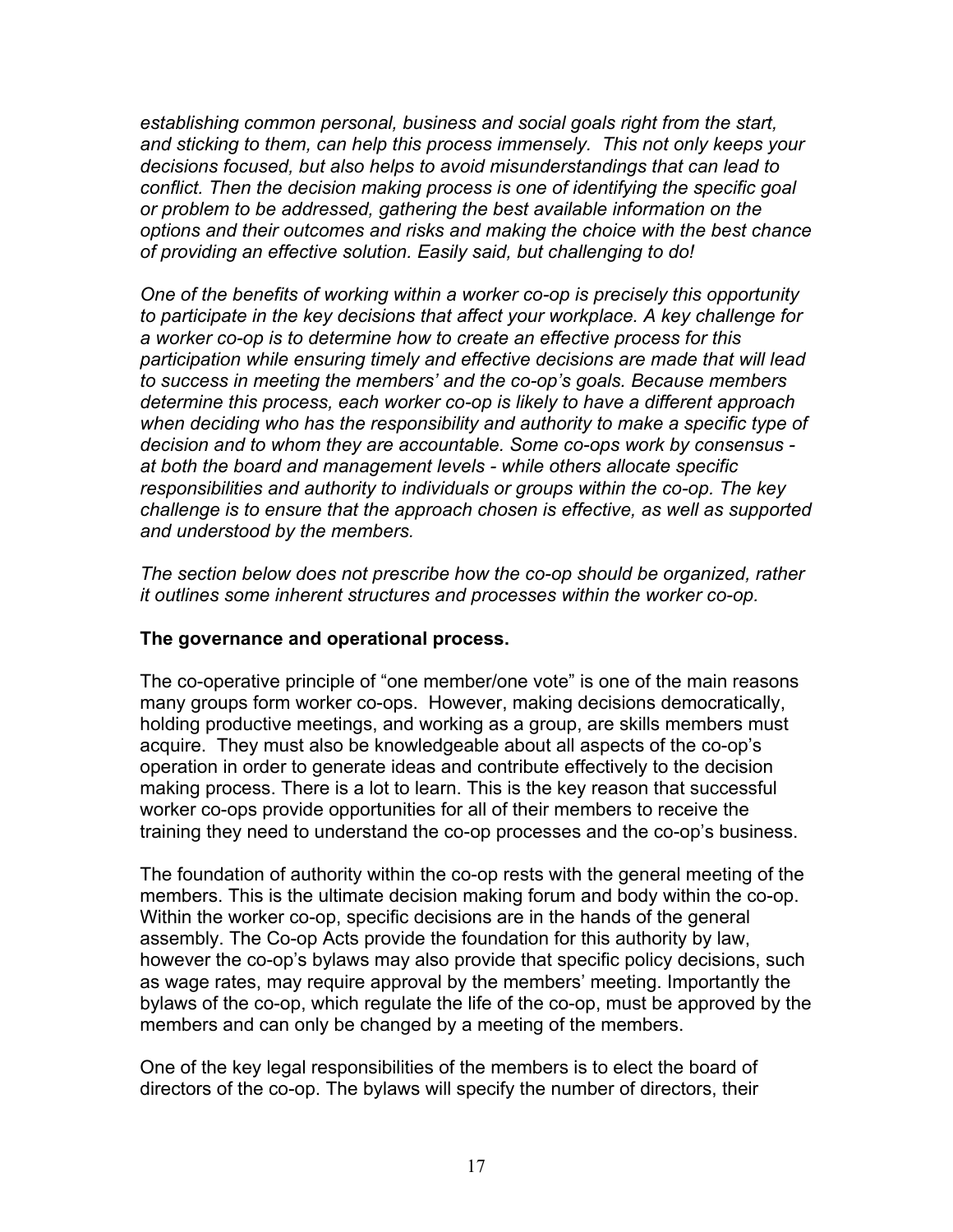*establishing common personal, business and social goals right from the start, and sticking to them, can help this process immensely. This not only keeps your decisions focused, but also helps to avoid misunderstandings that can lead to conflict. Then the decision making process is one of identifying the specific goal or problem to be addressed, gathering the best available information on the options and their outcomes and risks and making the choice with the best chance of providing an effective solution. Easily said, but challenging to do!*

*One of the benefits of working within a worker co-op is precisely this opportunity to participate in the key decisions that affect your workplace. A key challenge for a worker co-op is to determine how to create an effective process for this participation while ensuring timely and effective decisions are made that will lead to success in meeting the members' and the co-op's goals. Because members determine this process, each worker co-op is likely to have a different approach when deciding who has the responsibility and authority to make a specific type of decision and to whom they are accountable. Some co-ops work by consensus - at both the board and management levels - while others allocate specific responsibilities and authority to individuals or groups within the co-op. The key challenge is to ensure that the approach chosen is effective, as well as supported and understood by the members.*

*The section below does not prescribe how the co-op should be organized, rather it outlines some inherent structures and processes within the worker co-op.*

**The governance and operational process.**

The co-operative principle of "one member/one vote" is one of the main reasons many groups form worker co-ops. However, making decisions democratically, holding productive meetings, and working as a group, are skills members must acquire. They must also be knowledgeable about all aspects of the co-op's operation in order to generate ideas and contribute effectively to the decision making process. There is a lot to learn. This is the key reason that successful worker co-ops provide opportunities for all of their members to receive the training they need to understand the co-op processes and the co-op's business.

The foundation of authority within the co-op rests with the general meeting of the members. This is the ultimate decision making forum and body within the co-op. Within the worker co-op, specific decisions are in the hands of the general assembly. The Co-op Acts provide the foundation for this authority by law, however the co-op's bylaws may also provide that specific policy decisions, such as wage rates, may require approval by the members' meeting. Importantly the bylaws of the co-op, which regulate the life of the co-op, must be approved by the members and can only be changed by a meeting of the members.

One of the key legal responsibilities of the members is to elect the board of directors of the co-op. The bylaws will specify the number of directors, their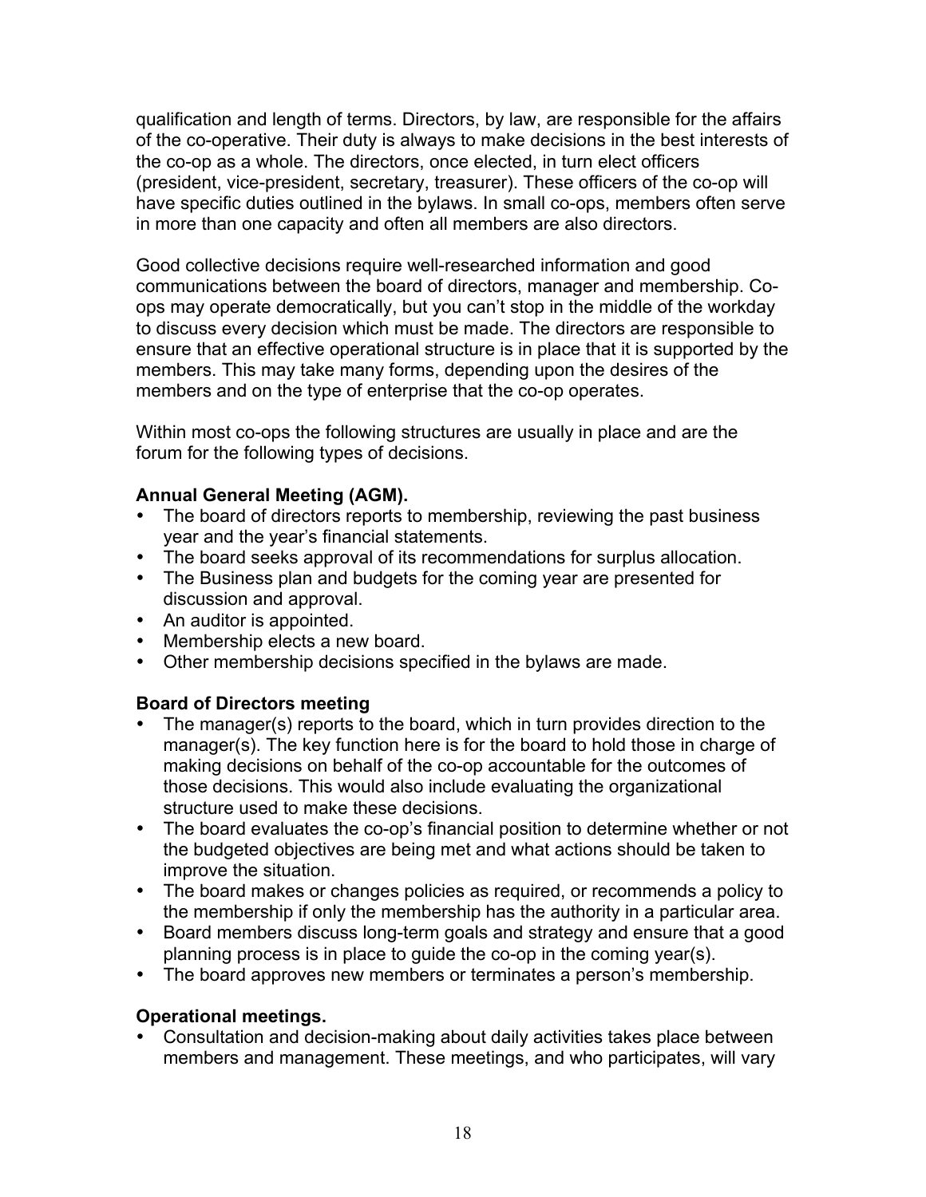qualification and length of terms. Directors, by law, are responsible for the affairs of the co-operative. Their duty is always to make decisions in the best interests of the co-op as a whole. The directors, once elected, in turn elect officers (president, vice-president, secretary, treasurer). These officers of the co-op will have specific duties outlined in the bylaws. In small co-ops, members often serve in more than one capacity and often all members are also directors.

Good collective decisions require well-researched information and good communications between the board of directors, manager and membership. Co-ops may operate democratically, but you can't stop in the middle of the workday to discuss every decision which must be made. The directors are responsible to ensure that an effective operational structure is in place that it is supported by the members. This may take many forms, depending upon the desires of the members and on the type of enterprise that the co-op operates.

Within most co-ops the following structures are usually in place and are the forum for the following types of decisions.

**Annual General Meeting (AGM).**

- The board of directors reports to membership, reviewing the past business year and the year's financial statements.
- The board seeks approval of its recommendations for surplus allocation.
- The Business plan and budgets for the coming year are presented for discussion and approval.
- An auditor is appointed.
- Membership elects a new board.
- Other membership decisions specified in the bylaws are made.

**Board of Directors meeting**

- The manager(s) reports to the board, which in turn provides direction to the manager(s). The key function here is for the board to hold those in charge of making decisions on behalf of the co-op accountable for the outcomes of those decisions. This would also include evaluating the organizational structure used to make these decisions.
- The board evaluates the co-op's financial position to determine whether or not the budgeted objectives are being met and what actions should be taken to improve the situation.
- The board makes or changes policies as required, or recommends a policy to the membership if only the membership has the authority in a particular area.
- Board members discuss long-term goals and strategy and ensure that a good planning process is in place to guide the co-op in the coming year(s).
- The board approves new members or terminates a person's membership.

**Operational meetings.**

- Consultation and decision-making about daily activities takes place between members and management. These meetings, and who participates, will vary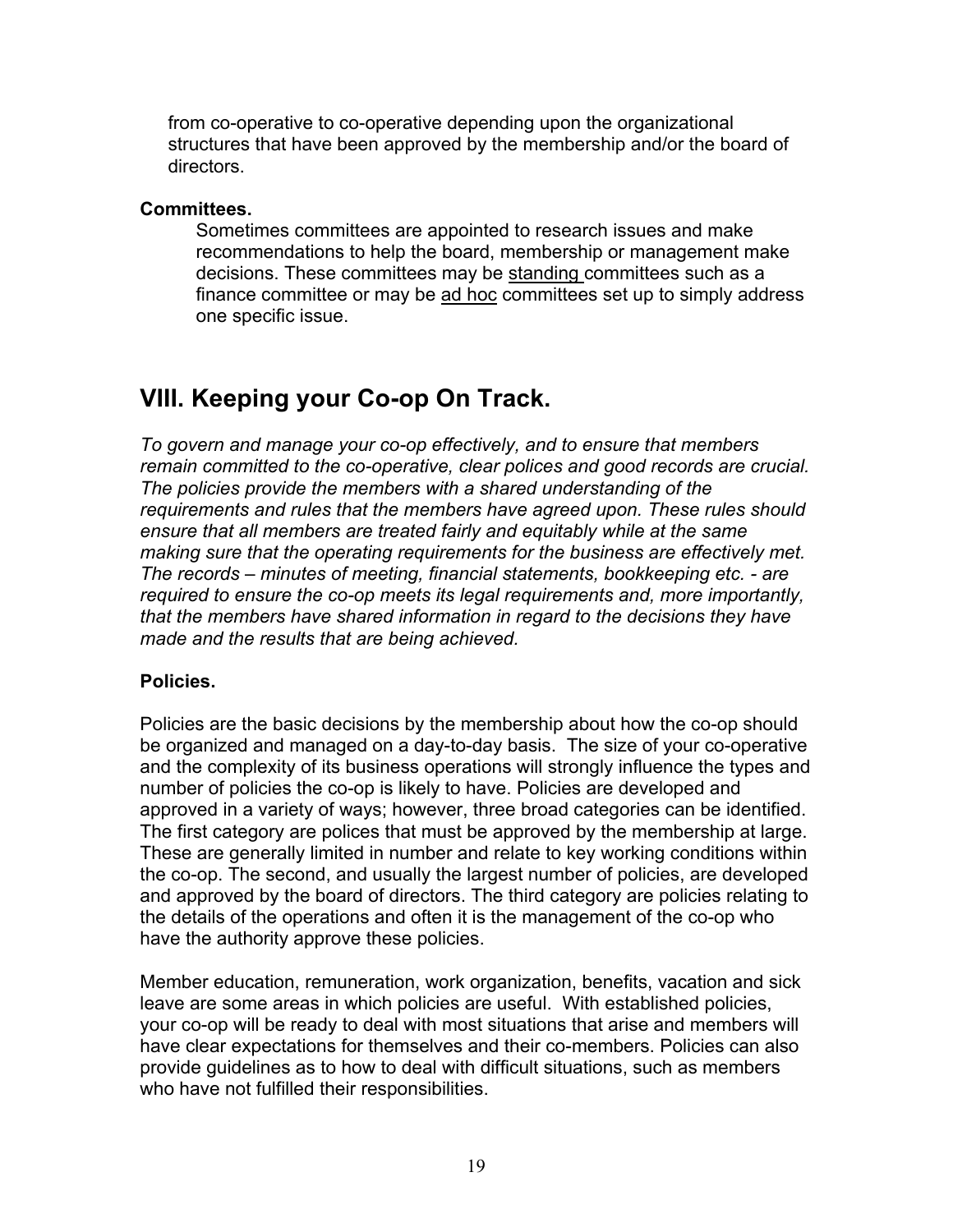from co-operative to co-operative depending upon the organizational structures that have been approved by the membership and/or the board of directors.

**Committees.**

Sometimes committees are appointed to research issues and make recommendations to help the board, membership or management make decisions. These committees may be <u>standing</u> committees such as a finance committee or may be <u>ad hoc</u> committees set up to simply address one specific issue.

## VIII. Keeping your Co-op On Track.

*To govern and manage your co-op effectively, and to ensure that members remain committed to the co-operative, clear polices and good records are crucial. The policies provide the members with a shared understanding of the requirements and rules that the members have agreed upon. These rules should ensure that all members are treated fairly and equitably while at the same making sure that the operating requirements for the business are effectively met. The records – minutes of meeting, financial statements, bookkeeping etc. - are required to ensure the co-op meets its legal requirements and, more importantly, that the members have shared information in regard to the decisions they have made and the results that are being achieved.*

**Policies.**

Policies are the basic decisions by the membership about how the co-op should be organized and managed on a day-to-day basis. The size of your co-operative and the complexity of its business operations will strongly influence the types and number of policies the co-op is likely to have. Policies are developed and approved in a variety of ways; however, three broad categories can be identified. The first category are polices that must be approved by the membership at large. These are generally limited in number and relate to key working conditions within the co-op. The second, and usually the largest number of policies, are developed and approved by the board of directors. The third category are policies relating to the details of the operations and often it is the management of the co-op who have the authority approve these policies.

Member education, remuneration, work organization, benefits, vacation and sick leave are some areas in which policies are useful. With established policies, your co-op will be ready to deal with most situations that arise and members will have clear expectations for themselves and their co-members. Policies can also provide guidelines as to how to deal with difficult situations, such as members who have not fulfilled their responsibilities.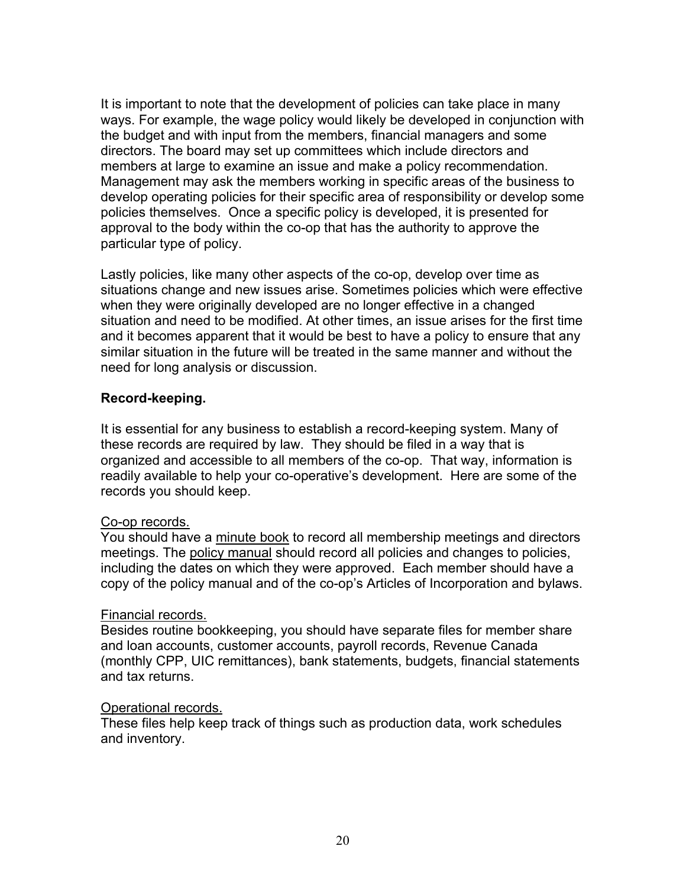It is important to note that the development of policies can take place in many ways. For example, the wage policy would likely be developed in conjunction with the budget and with input from the members, financial managers and some directors. The board may set up committees which include directors and members at large to examine an issue and make a policy recommendation. Management may ask the members working in specific areas of the business to develop operating policies for their specific area of responsibility or develop some policies themselves. Once a specific policy is developed, it is presented for approval to the body within the co-op that has the authority to approve the particular type of policy.

Lastly policies, like many other aspects of the co-op, develop over time as situations change and new issues arise. Sometimes policies which were effective when they were originally developed are no longer effective in a changed situation and need to be modified. At other times, an issue arises for the first time and it becomes apparent that it would be best to have a policy to ensure that any similar situation in the future will be treated in the same manner and without the need for long analysis or discussion.

**Record-keeping.**

It is essential for any business to establish a record-keeping system. Many of these records are required by law. They should be filed in a way that is organized and accessible to all members of the co-op. That way, information is readily available to help your co-operative's development. Here are some of the records you should keep.

<u>Co-op records.</u>
You should have a <u>minute book</u> to record all membership meetings and directors meetings. The <u>policy manual</u> should record all policies and changes to policies, including the dates on which they were approved. Each member should have a copy of the policy manual and of the co-op's Articles of Incorporation and bylaws.

<u>Financial records.</u>
Besides routine bookkeeping, you should have separate files for member share and loan accounts, customer accounts, payroll records, Revenue Canada (monthly CPP, UIC remittances), bank statements, budgets, financial statements and tax returns.

<u>Operational records.</u>
These files help keep track of things such as production data, work schedules and inventory.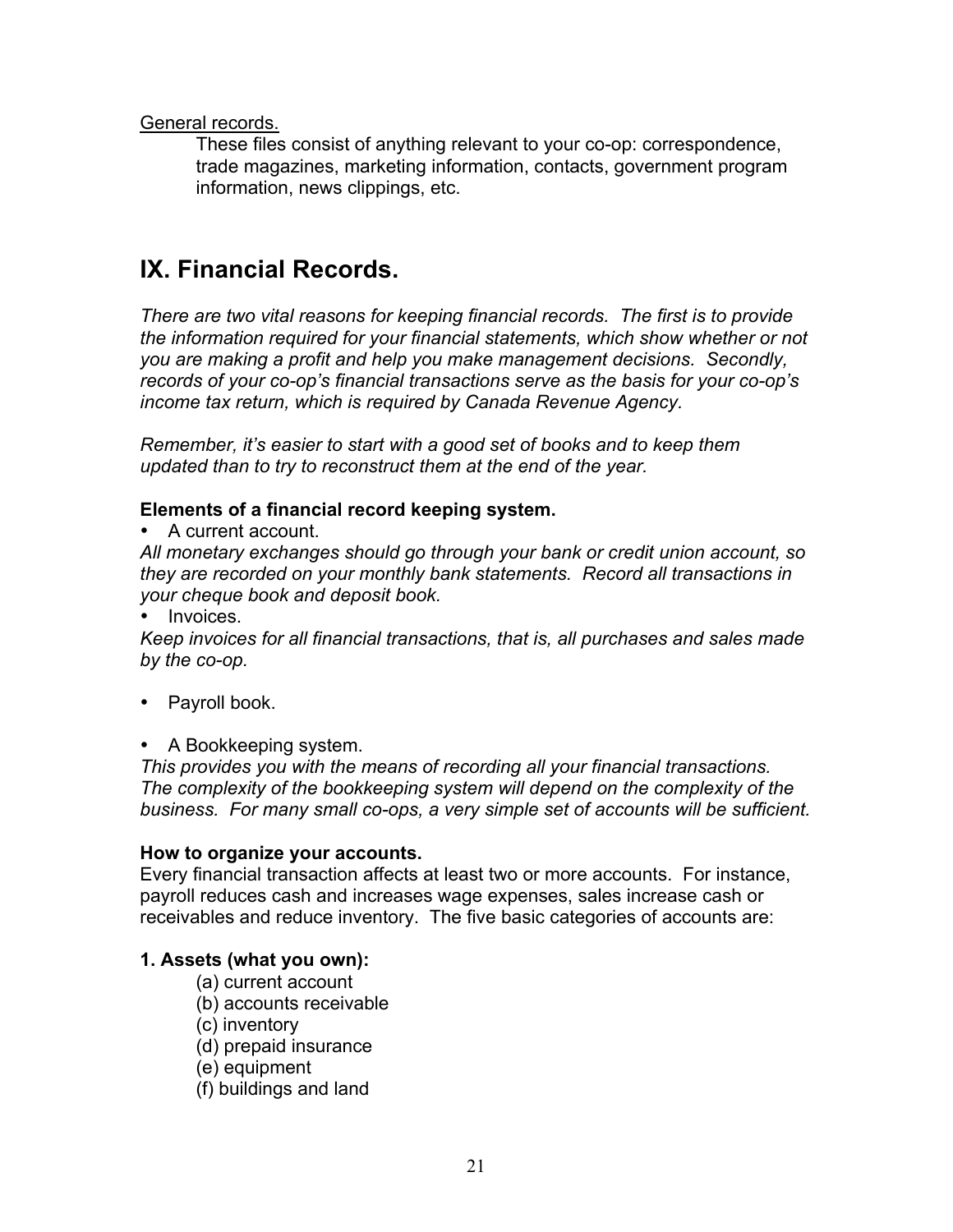General records.

These files consist of anything relevant to your co-op: correspondence, trade magazines, marketing information, contacts, government program information, news clippings, etc.

## IX. Financial Records.

*There are two vital reasons for keeping financial records. The first is to provide the information required for your financial statements, which show whether or not you are making a profit and help you make management decisions. Secondly, records of your co-op's financial transactions serve as the basis for your co-op's income tax return, which is required by Canada Revenue Agency.*

*Remember, it's easier to start with a good set of books and to keep them updated than to try to reconstruct them at the end of the year.*

**Elements of a financial record keeping system.**

- A current account.

*All monetary exchanges should go through your bank or credit union account, so they are recorded on your monthly bank statements. Record all transactions in your cheque book and deposit book.*

- Invoices.

*Keep invoices for all financial transactions, that is, all purchases and sales made by the co-op.*

- Payroll book.

- A Bookkeeping system.

*This provides you with the means of recording all your financial transactions. The complexity of the bookkeeping system will depend on the complexity of the business. For many small co-ops, a very simple set of accounts will be sufficient.*

**How to organize your accounts.**

Every financial transaction affects at least two or more accounts. For instance, payroll reduces cash and increases wage expenses, sales increase cash or receivables and reduce inventory. The five basic categories of accounts are:

**1. Assets (what you own):**

(a) current account
(b) accounts receivable
(c) inventory
(d) prepaid insurance
(e) equipment
(f) buildings and land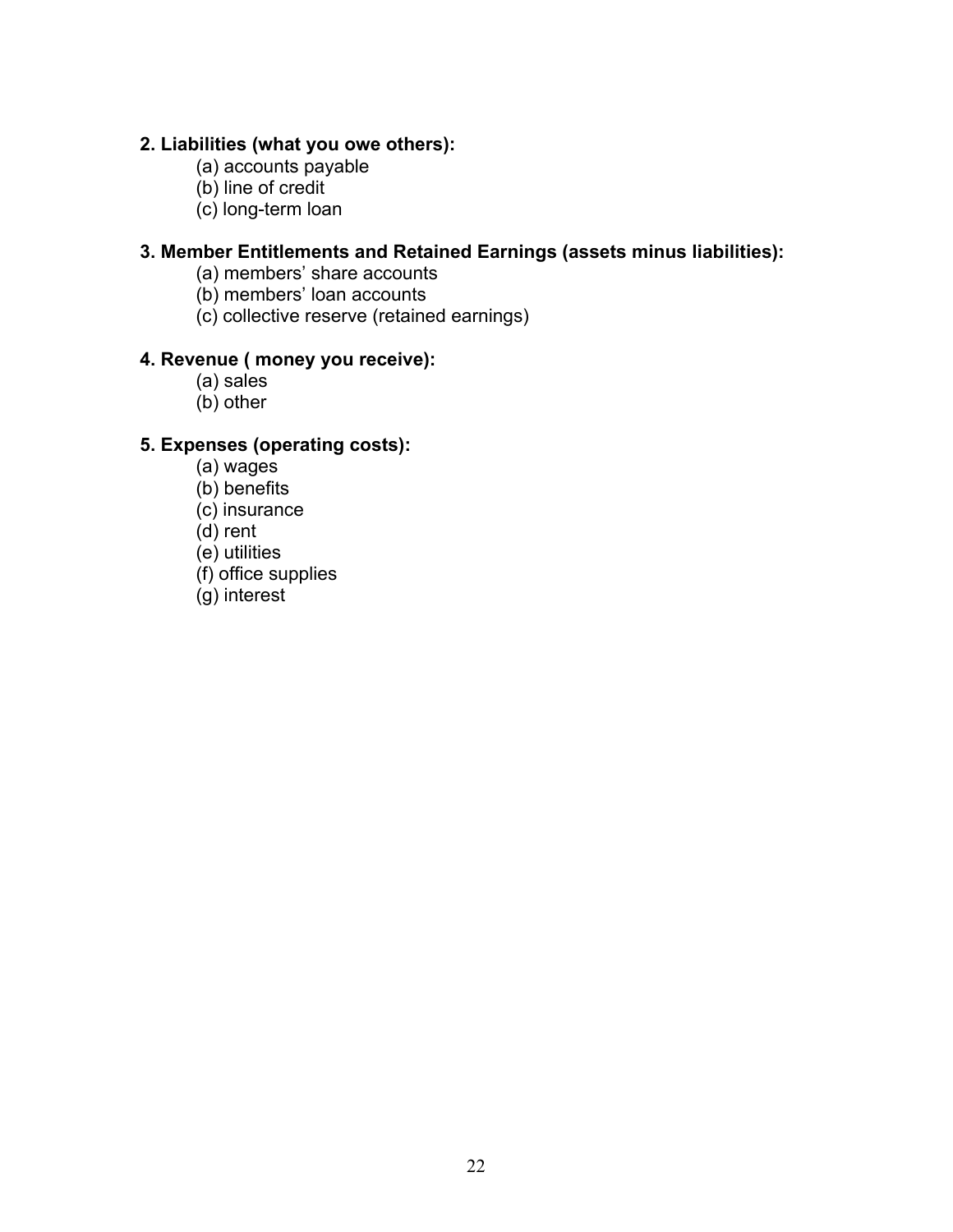**2. Liabilities (what you owe others):**

(a) accounts payable
(b) line of credit
(c) long-term loan

**3. Member Entitlements and Retained Earnings (assets minus liabilities):**

(a) members' share accounts
(b) members' loan accounts
(c) collective reserve (retained earnings)

**4. Revenue ( money you receive):**

(a) sales
(b) other

**5. Expenses (operating costs):**

(a) wages
(b) benefits
(c) insurance
(d) rent
(e) utilities
(f) office supplies
(g) interest